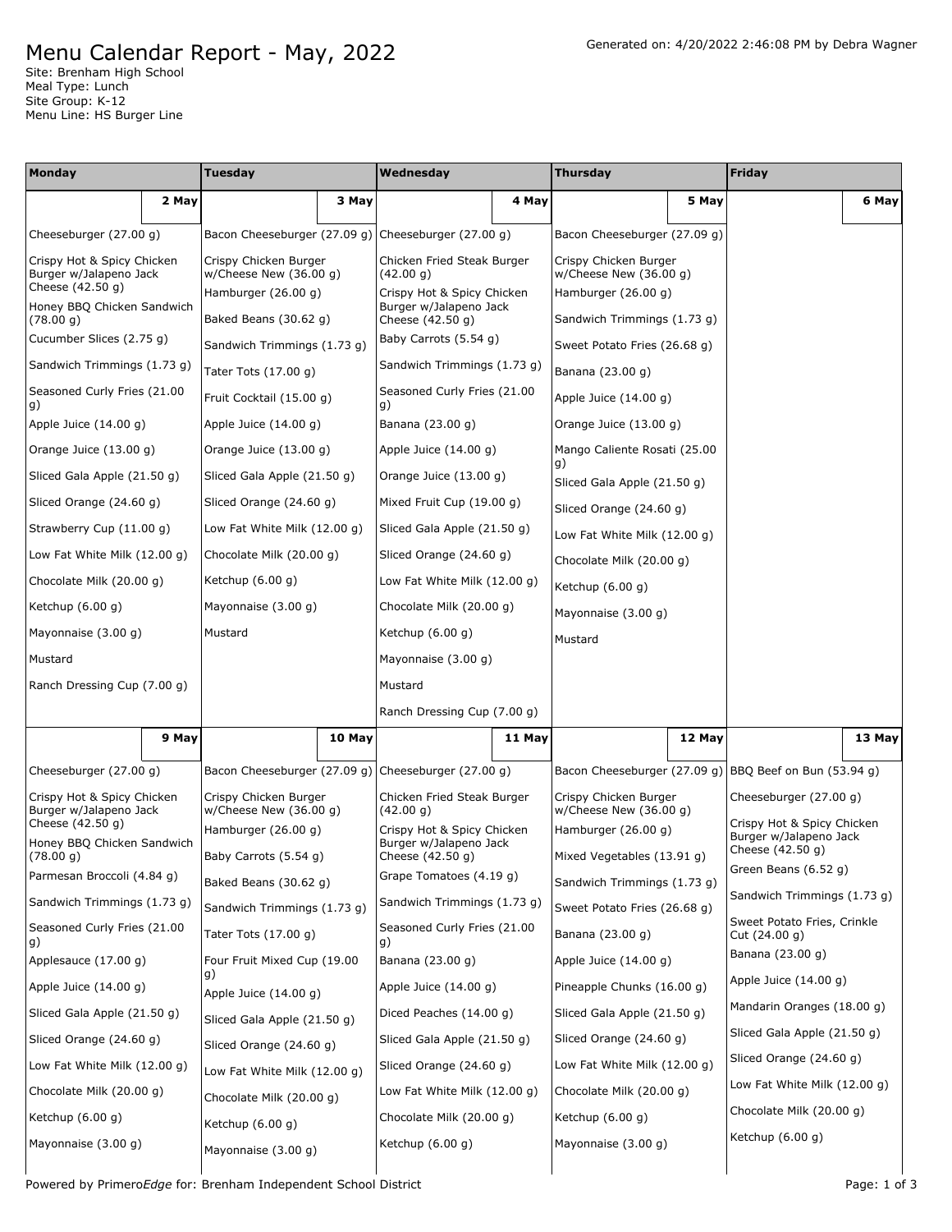# Menu Calendar Report - May, 2022

Generated on: 4/20/2022 2:46:08 PM by Debra Wagner

Site: Brenham High School
Meal Type: Lunch
Site Group: K-12
Menu Line: HS Burger Line

| Monday | Tuesday | Wednesday | Thursday | Friday |
|---|---|---|---|---|
| **2 May** | **3 May** | **4 May** | **5 May** | **6 May** |
| Cheeseburger (27.00 g)<br>Crispy Hot & Spicy Chicken Burger w/Jalapeno Jack Cheese (42.50 g)<br>Honey BBQ Chicken Sandwich (78.00 g)<br>Cucumber Slices (2.75 g)<br>Sandwich Trimmings (1.73 g)<br>Seasoned Curly Fries (21.00 g)<br>Apple Juice (14.00 g)<br>Orange Juice (13.00 g)<br>Sliced Gala Apple (21.50 g)<br>Sliced Orange (24.60 g)<br>Strawberry Cup (11.00 g)<br>Low Fat White Milk (12.00 g)<br>Chocolate Milk (20.00 g)<br>Ketchup (6.00 g)<br>Mayonnaise (3.00 g)<br>Mustard<br>Ranch Dressing Cup (7.00 g) | Bacon Cheeseburger (27.09 g)<br>Crispy Chicken Burger w/Cheese New (36.00 g)<br>Hamburger (26.00 g)<br>Baked Beans (30.62 g)<br>Sandwich Trimmings (1.73 g)<br>Tater Tots (17.00 g)<br>Fruit Cocktail (15.00 g)<br>Apple Juice (14.00 g)<br>Orange Juice (13.00 g)<br>Sliced Gala Apple (21.50 g)<br>Sliced Orange (24.60 g)<br>Low Fat White Milk (12.00 g)<br>Chocolate Milk (20.00 g)<br>Ketchup (6.00 g)<br>Mayonnaise (3.00 g)<br>Mustard | Cheeseburger (27.00 g)<br>Chicken Fried Steak Burger (42.00 g)<br>Crispy Hot & Spicy Chicken Burger w/Jalapeno Jack Cheese (42.50 g)<br>Baby Carrots (5.54 g)<br>Sandwich Trimmings (1.73 g)<br>Seasoned Curly Fries (21.00 g)<br>Banana (23.00 g)<br>Apple Juice (14.00 g)<br>Orange Juice (13.00 g)<br>Mixed Fruit Cup (19.00 g)<br>Sliced Gala Apple (21.50 g)<br>Sliced Orange (24.60 g)<br>Low Fat White Milk (12.00 g)<br>Chocolate Milk (20.00 g)<br>Ketchup (6.00 g)<br>Mayonnaise (3.00 g)<br>Mustard<br>Ranch Dressing Cup (7.00 g) | Bacon Cheeseburger (27.09 g)<br>Crispy Chicken Burger w/Cheese New (36.00 g)<br>Hamburger (26.00 g)<br>Sandwich Trimmings (1.73 g)<br>Sweet Potato Fries (26.68 g)<br>Banana (23.00 g)<br>Apple Juice (14.00 g)<br>Orange Juice (13.00 g)<br>Mango Caliente Rosati (25.00 g)<br>Sliced Gala Apple (21.50 g)<br>Sliced Orange (24.60 g)<br>Low Fat White Milk (12.00 g)<br>Chocolate Milk (20.00 g)<br>Ketchup (6.00 g)<br>Mayonnaise (3.00 g)<br>Mustard | |
| **9 May** | **10 May** | **11 May** | **12 May** | **13 May** |
| Cheeseburger (27.00 g)<br>Crispy Hot & Spicy Chicken Burger w/Jalapeno Jack Cheese (42.50 g)<br>Honey BBQ Chicken Sandwich (78.00 g)<br>Parmesan Broccoli (4.84 g)<br>Sandwich Trimmings (1.73 g)<br>Seasoned Curly Fries (21.00 g)<br>Applesauce (17.00 g)<br>Apple Juice (14.00 g)<br>Sliced Gala Apple (21.50 g)<br>Sliced Orange (24.60 g)<br>Low Fat White Milk (12.00 g)<br>Chocolate Milk (20.00 g)<br>Ketchup (6.00 g)<br>Mayonnaise (3.00 g) | Bacon Cheeseburger (27.09 g)<br>Crispy Chicken Burger w/Cheese New (36.00 g)<br>Hamburger (26.00 g)<br>Baby Carrots (5.54 g)<br>Baked Beans (30.62 g)<br>Sandwich Trimmings (1.73 g)<br>Tater Tots (17.00 g)<br>Four Fruit Mixed Cup (19.00 g)<br>Apple Juice (14.00 g)<br>Sliced Gala Apple (21.50 g)<br>Sliced Orange (24.60 g)<br>Low Fat White Milk (12.00 g)<br>Chocolate Milk (20.00 g)<br>Ketchup (6.00 g)<br>Mayonnaise (3.00 g) | Cheeseburger (27.00 g)<br>Chicken Fried Steak Burger (42.00 g)<br>Crispy Hot & Spicy Chicken Burger w/Jalapeno Jack Cheese (42.50 g)<br>Grape Tomatoes (4.19 g)<br>Sandwich Trimmings (1.73 g)<br>Seasoned Curly Fries (21.00 g)<br>Banana (23.00 g)<br>Apple Juice (14.00 g)<br>Diced Peaches (14.00 g)<br>Sliced Gala Apple (21.50 g)<br>Sliced Orange (24.60 g)<br>Low Fat White Milk (12.00 g)<br>Chocolate Milk (20.00 g)<br>Ketchup (6.00 g) | Bacon Cheeseburger (27.09 g)<br>Crispy Chicken Burger w/Cheese New (36.00 g)<br>Hamburger (26.00 g)<br>Mixed Vegetables (13.91 g)<br>Sandwich Trimmings (1.73 g)<br>Sweet Potato Fries (26.68 g)<br>Banana (23.00 g)<br>Apple Juice (14.00 g)<br>Pineapple Chunks (16.00 g)<br>Sliced Gala Apple (21.50 g)<br>Sliced Orange (24.60 g)<br>Low Fat White Milk (12.00 g)<br>Chocolate Milk (20.00 g)<br>Ketchup (6.00 g)<br>Mayonnaise (3.00 g) | BBQ Beef on Bun (53.94 g)<br>Cheeseburger (27.00 g)<br>Crispy Hot & Spicy Chicken Burger w/Jalapeno Jack Cheese (42.50 g)<br>Green Beans (6.52 g)<br>Sandwich Trimmings (1.73 g)<br>Sweet Potato Fries, Crinkle Cut (24.00 g)<br>Banana (23.00 g)<br>Apple Juice (14.00 g)<br>Mandarin Oranges (18.00 g)<br>Sliced Gala Apple (21.50 g)<br>Sliced Orange (24.60 g)<br>Low Fat White Milk (12.00 g)<br>Chocolate Milk (20.00 g)<br>Ketchup (6.00 g) |

Powered by Primero*Edge* for: Brenham Independent School District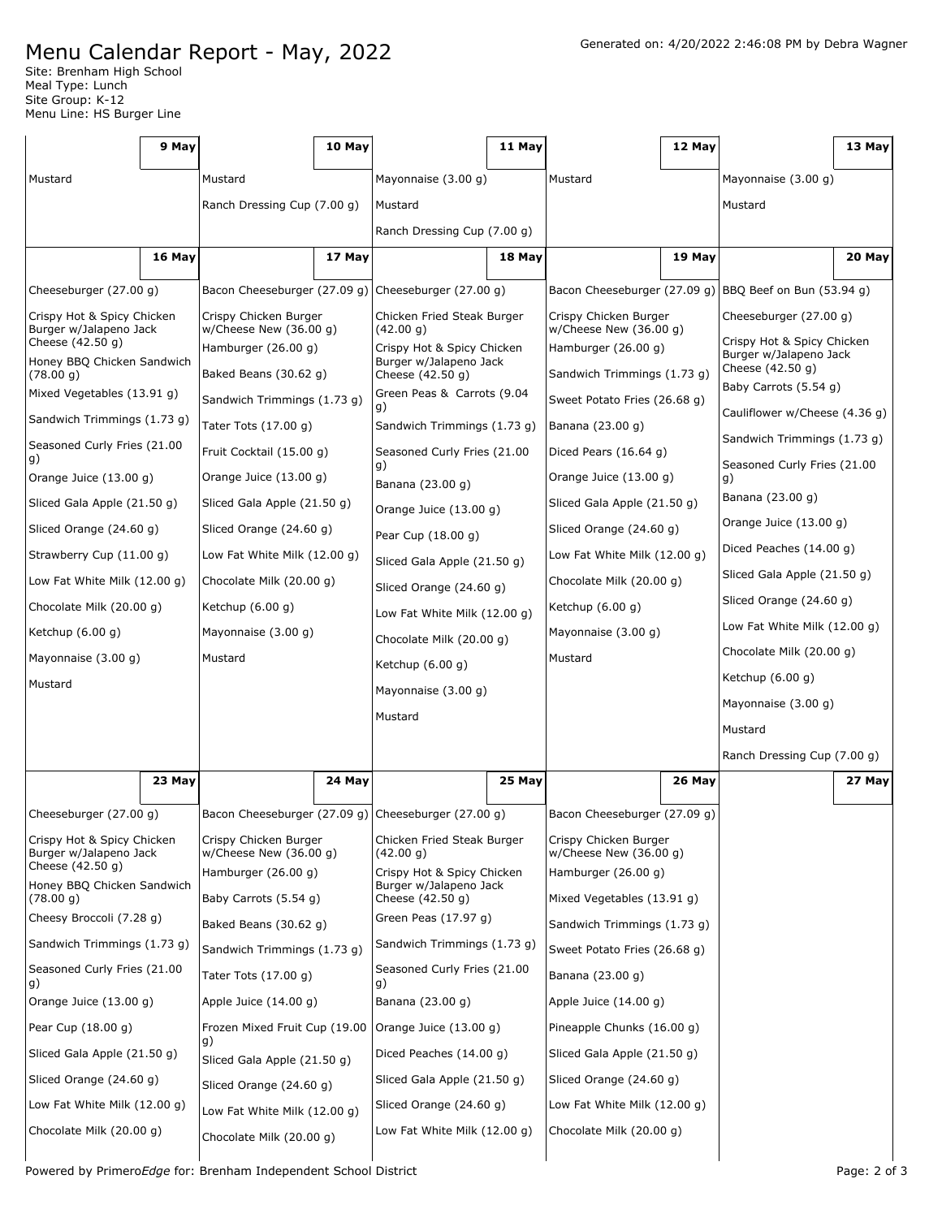# Menu Calendar Report - May, 2022

Generated on: 4/20/2022 2:46:08 PM by Debra Wagner

Site: Brenham High School
Meal Type: Lunch
Site Group: K-12
Menu Line: HS Burger Line

| 9 May | 10 May | 11 May | 12 May | 13 May |
|---|---|---|---|---|
| Mustard | Mustard<br>Ranch Dressing Cup (7.00 g) | Mayonnaise (3.00 g)<br>Mustard<br>Ranch Dressing Cup (7.00 g) | Mustard | Mayonnaise (3.00 g)<br>Mustard |

| 16 May | 17 May | 18 May | 19 May | 20 May |
|---|---|---|---|---|
| Cheeseburger (27.00 g)<br>Crispy Hot & Spicy Chicken Burger w/Jalapeno Jack Cheese (42.50 g)<br>Honey BBQ Chicken Sandwich (78.00 g)<br>Mixed Vegetables (13.91 g)<br>Sandwich Trimmings (1.73 g)<br>Seasoned Curly Fries (21.00 g)<br>Orange Juice (13.00 g)<br>Sliced Gala Apple (21.50 g)<br>Sliced Orange (24.60 g)<br>Strawberry Cup (11.00 g)<br>Low Fat White Milk (12.00 g)<br>Chocolate Milk (20.00 g)<br>Ketchup (6.00 g)<br>Mayonnaise (3.00 g)<br>Mustard | Bacon Cheeseburger (27.09 g)<br>Crispy Chicken Burger w/Cheese New (36.00 g)<br>Hamburger (26.00 g)<br>Baked Beans (30.62 g)<br>Sandwich Trimmings (1.73 g)<br>Tater Tots (17.00 g)<br>Fruit Cocktail (15.00 g)<br>Orange Juice (13.00 g)<br>Sliced Gala Apple (21.50 g)<br>Sliced Orange (24.60 g)<br>Low Fat White Milk (12.00 g)<br>Chocolate Milk (20.00 g)<br>Ketchup (6.00 g)<br>Mayonnaise (3.00 g)<br>Mustard | Cheeseburger (27.00 g)<br>Chicken Fried Steak Burger (42.00 g)<br>Crispy Hot & Spicy Chicken Burger w/Jalapeno Jack Cheese (42.50 g)<br>Green Peas & Carrots (9.04 g)<br>Sandwich Trimmings (1.73 g)<br>Seasoned Curly Fries (21.00 g)<br>Banana (23.00 g)<br>Orange Juice (13.00 g)<br>Pear Cup (18.00 g)<br>Sliced Gala Apple (21.50 g)<br>Sliced Orange (24.60 g)<br>Low Fat White Milk (12.00 g)<br>Chocolate Milk (20.00 g)<br>Ketchup (6.00 g)<br>Mayonnaise (3.00 g)<br>Mustard | Bacon Cheeseburger (27.09 g)<br>Crispy Chicken Burger w/Cheese New (36.00 g)<br>Hamburger (26.00 g)<br>Sandwich Trimmings (1.73 g)<br>Sweet Potato Fries (26.68 g)<br>Banana (23.00 g)<br>Diced Pears (16.64 g)<br>Orange Juice (13.00 g)<br>Sliced Gala Apple (21.50 g)<br>Sliced Orange (24.60 g)<br>Low Fat White Milk (12.00 g)<br>Chocolate Milk (20.00 g)<br>Ketchup (6.00 g)<br>Mayonnaise (3.00 g)<br>Mustard | BBQ Beef on Bun (53.94 g)<br>Cheeseburger (27.00 g)<br>Crispy Hot & Spicy Chicken Burger w/Jalapeno Jack Cheese (42.50 g)<br>Baby Carrots (5.54 g)<br>Cauliflower w/Cheese (4.36 g)<br>Sandwich Trimmings (1.73 g)<br>Seasoned Curly Fries (21.00 g)<br>Banana (23.00 g)<br>Orange Juice (13.00 g)<br>Diced Peaches (14.00 g)<br>Sliced Gala Apple (21.50 g)<br>Sliced Orange (24.60 g)<br>Low Fat White Milk (12.00 g)<br>Chocolate Milk (20.00 g)<br>Ketchup (6.00 g)<br>Mayonnaise (3.00 g)<br>Mustard<br>Ranch Dressing Cup (7.00 g) |

| 23 May | 24 May | 25 May | 26 May | 27 May |
|---|---|---|---|---|
| Cheeseburger (27.00 g)<br>Crispy Hot & Spicy Chicken Burger w/Jalapeno Jack Cheese (42.50 g)<br>Honey BBQ Chicken Sandwich (78.00 g)<br>Cheesy Broccoli (7.28 g)<br>Sandwich Trimmings (1.73 g)<br>Seasoned Curly Fries (21.00 g)<br>Orange Juice (13.00 g)<br>Pear Cup (18.00 g)<br>Sliced Gala Apple (21.50 g)<br>Sliced Orange (24.60 g)<br>Low Fat White Milk (12.00 g)<br>Chocolate Milk (20.00 g) | Bacon Cheeseburger (27.09 g)<br>Crispy Chicken Burger w/Cheese New (36.00 g)<br>Hamburger (26.00 g)<br>Baby Carrots (5.54 g)<br>Baked Beans (30.62 g)<br>Sandwich Trimmings (1.73 g)<br>Tater Tots (17.00 g)<br>Apple Juice (14.00 g)<br>Frozen Mixed Fruit Cup (19.00 g)<br>Sliced Gala Apple (21.50 g)<br>Sliced Orange (24.60 g)<br>Low Fat White Milk (12.00 g)<br>Chocolate Milk (20.00 g) | Cheeseburger (27.00 g)<br>Chicken Fried Steak Burger (42.00 g)<br>Crispy Hot & Spicy Chicken Burger w/Jalapeno Jack Cheese (42.50 g)<br>Green Peas (17.97 g)<br>Sandwich Trimmings (1.73 g)<br>Seasoned Curly Fries (21.00 g)<br>Banana (23.00 g)<br>Orange Juice (13.00 g)<br>Diced Peaches (14.00 g)<br>Sliced Gala Apple (21.50 g)<br>Sliced Orange (24.60 g)<br>Low Fat White Milk (12.00 g) | Bacon Cheeseburger (27.09 g)<br>Crispy Chicken Burger w/Cheese New (36.00 g)<br>Hamburger (26.00 g)<br>Mixed Vegetables (13.91 g)<br>Sandwich Trimmings (1.73 g)<br>Sweet Potato Fries (26.68 g)<br>Banana (23.00 g)<br>Apple Juice (14.00 g)<br>Pineapple Chunks (16.00 g)<br>Sliced Gala Apple (21.50 g)<br>Sliced Orange (24.60 g)<br>Low Fat White Milk (12.00 g)<br>Chocolate Milk (20.00 g) | |

Powered by Primero*Edge* for: Brenham Independent School District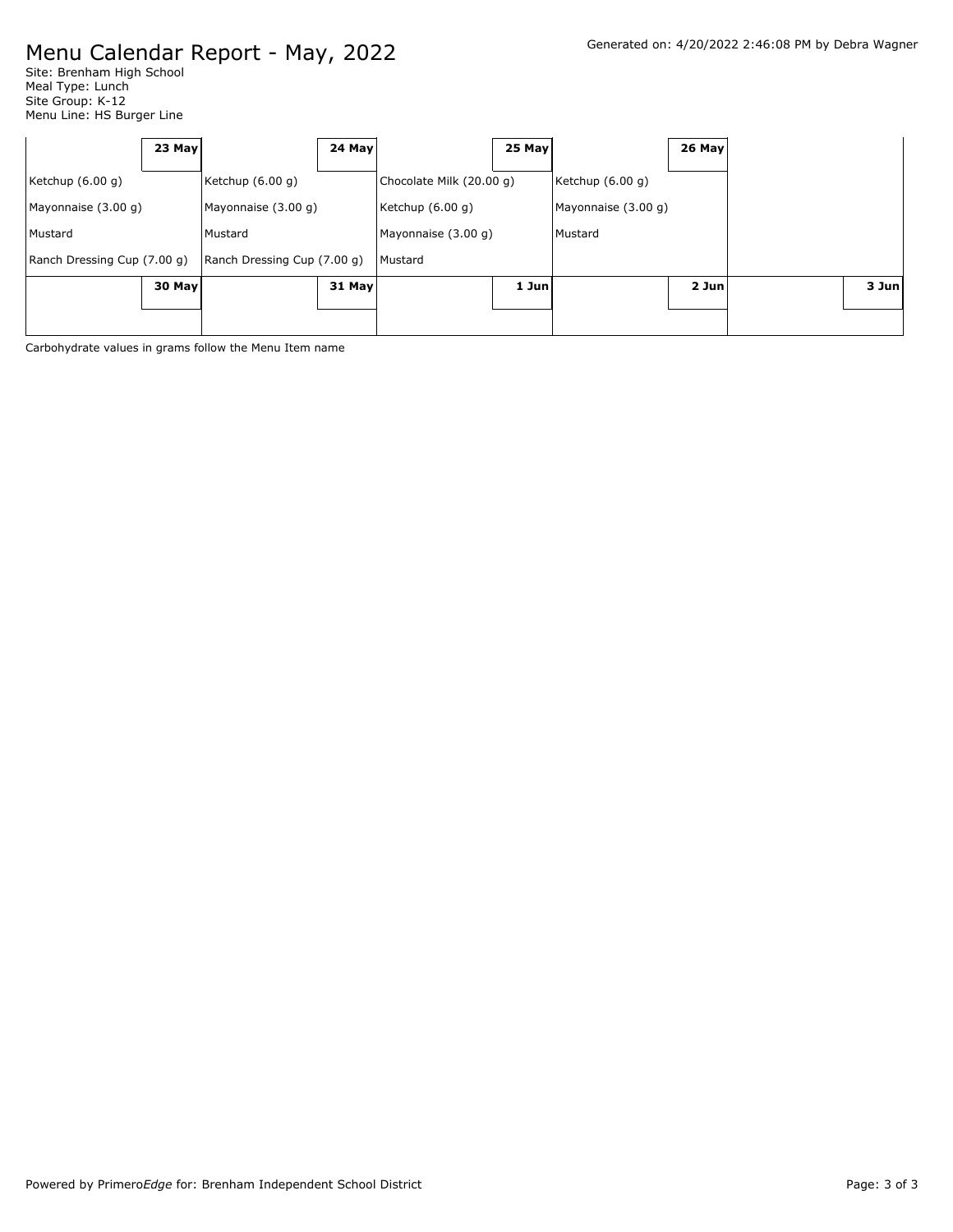# Menu Calendar Report - May, 2022

Generated on: 4/20/2022 2:46:08 PM by Debra Wagner

Site: Brenham High School
Meal Type: Lunch
Site Group: K-12
Menu Line: HS Burger Line

| 23 May | 24 May | 25 May | 26 May | |
|---|---|---|---|---|
| Ketchup (6.00 g)<br>Mayonnaise (3.00 g)<br>Mustard<br>Ranch Dressing Cup (7.00 g) | Ketchup (6.00 g)<br>Mayonnaise (3.00 g)<br>Mustard<br>Ranch Dressing Cup (7.00 g) | Chocolate Milk (20.00 g)<br>Ketchup (6.00 g)<br>Mayonnaise (3.00 g)<br>Mustard | Ketchup (6.00 g)<br>Mayonnaise (3.00 g)<br>Mustard | |
| **30 May** | **31 May** | **1 Jun** | **2 Jun** | **3 Jun** |
| | | | | |

Carbohydrate values in grams follow the Menu Item name

Powered by Primero*Edge* for: Brenham Independent School District